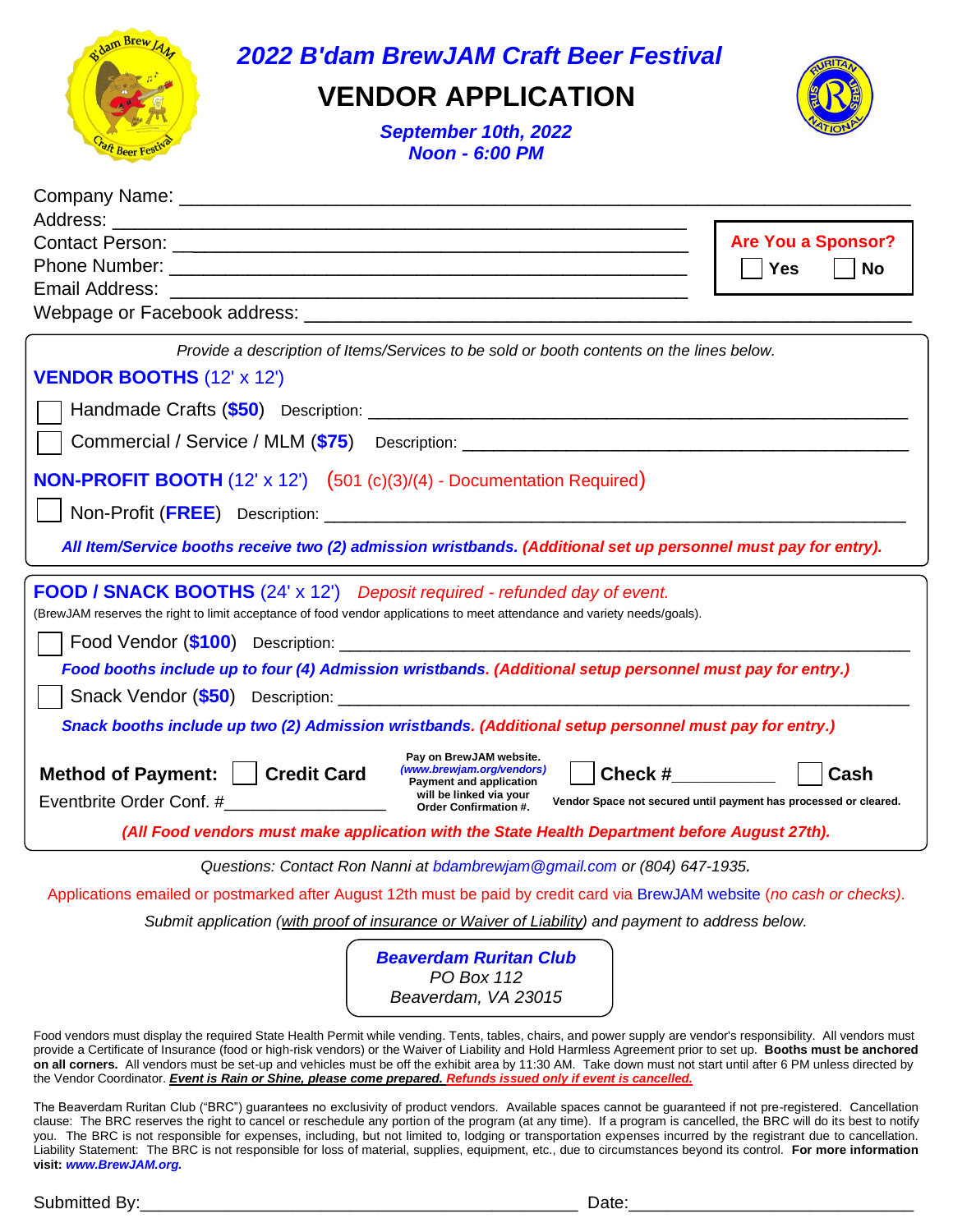# 2022 B'dam BrewJAM Craft Beer Festival

## VENDOR APPLICATION

**September 10th, 2022**
**Noon - 6:00 PM**

Company Name: ______________________________________________
Address: ______________________________________________
Contact Person: ______________________________________________
Phone Number: ______________________________________________
Email Address: ______________________________________________
Webpage or Facebook address: ______________________________________________

**Are You a Sponsor?** ☐ Yes ☐ No

*Provide a description of Items/Services to be sold or booth contents on the lines below.*

**VENDOR BOOTHS** (12' x 12')

☐ Handmade Crafts (**$50**) Description: ______________________________________________

☐ Commercial / Service / MLM (**$75**) Description: ______________________________________________

**NON-PROFIT BOOTH** (12' x 12') (501 (c)(3)/(4) - Documentation Required)

☐ Non-Profit (**FREE**) Description: ______________________________________________

***All Item/Service booths receive two (2) admission wristbands. (Additional set up personnel must pay for entry).***

**FOOD / SNACK BOOTHS** (24' x 12') *Deposit required - refunded day of event.*

(BrewJAM reserves the right to limit acceptance of food vendor applications to meet attendance and variety needs/goals).

☐ Food Vendor (**$100**) Description: ______________________________________________

***Food booths include up to four (4) Admission wristbands. (Additional setup personnel must pay for entry.)***

☐ Snack Vendor (**$50**) Description: ______________________________________________

***Snack booths include up two (2) Admission wristbands. (Additional setup personnel must pay for entry.)***

**Method of Payment:** ☐ **Credit Card** — **Pay on BrewJAM website.** ***(www.brewjam.org/vendors)*** **Payment and application will be linked via your Order Confirmation #.** ☐ **Check #**__________ ☐ **Cash**

Eventbrite Order Conf. #________________

**Vendor Space not secured until payment has processed or cleared.**

***(All Food vendors must make application with the State Health Department before August 27th).***

*Questions: Contact Ron Nanni at bdambrewjam@gmail.com or (804) 647-1935.*

Applications emailed or postmarked after August 12th must be paid by credit card via BrewJAM website (*no cash or checks*).

*Submit application (with proof of insurance or Waiver of Liability) and payment to address below.*

***Beaverdam Ruritan Club***
*PO Box 112*
*Beaverdam, VA 23015*

Food vendors must display the required State Health Permit while vending. Tents, tables, chairs, and power supply are vendor's responsibility. All vendors must provide a Certificate of Insurance (food or high-risk vendors) or the Waiver of Liability and Hold Harmless Agreement prior to set up. **Booths must be anchored on all corners.** All vendors must be set-up and vehicles must be off the exhibit area by 11:30 AM. Take down must not start until after 6 PM unless directed by the Vendor Coordinator. ***Event is Rain or Shine, please come prepared. Refunds issued only if event is cancelled.***

The Beaverdam Ruritan Club ("BRC") guarantees no exclusivity of product vendors. Available spaces cannot be guaranteed if not pre-registered. Cancellation clause: The BRC reserves the right to cancel or reschedule any portion of the program (at any time). If a program is cancelled, the BRC will do its best to notify you. The BRC is not responsible for expenses, including, but not limited to, lodging or transportation expenses incurred by the registrant due to cancellation. Liability Statement: The BRC is not responsible for loss of material, supplies, equipment, etc., due to circumstances beyond its control. **For more information visit: *www.BrewJAM.org.***

Submitted By:______________________________________________ Date:__________________________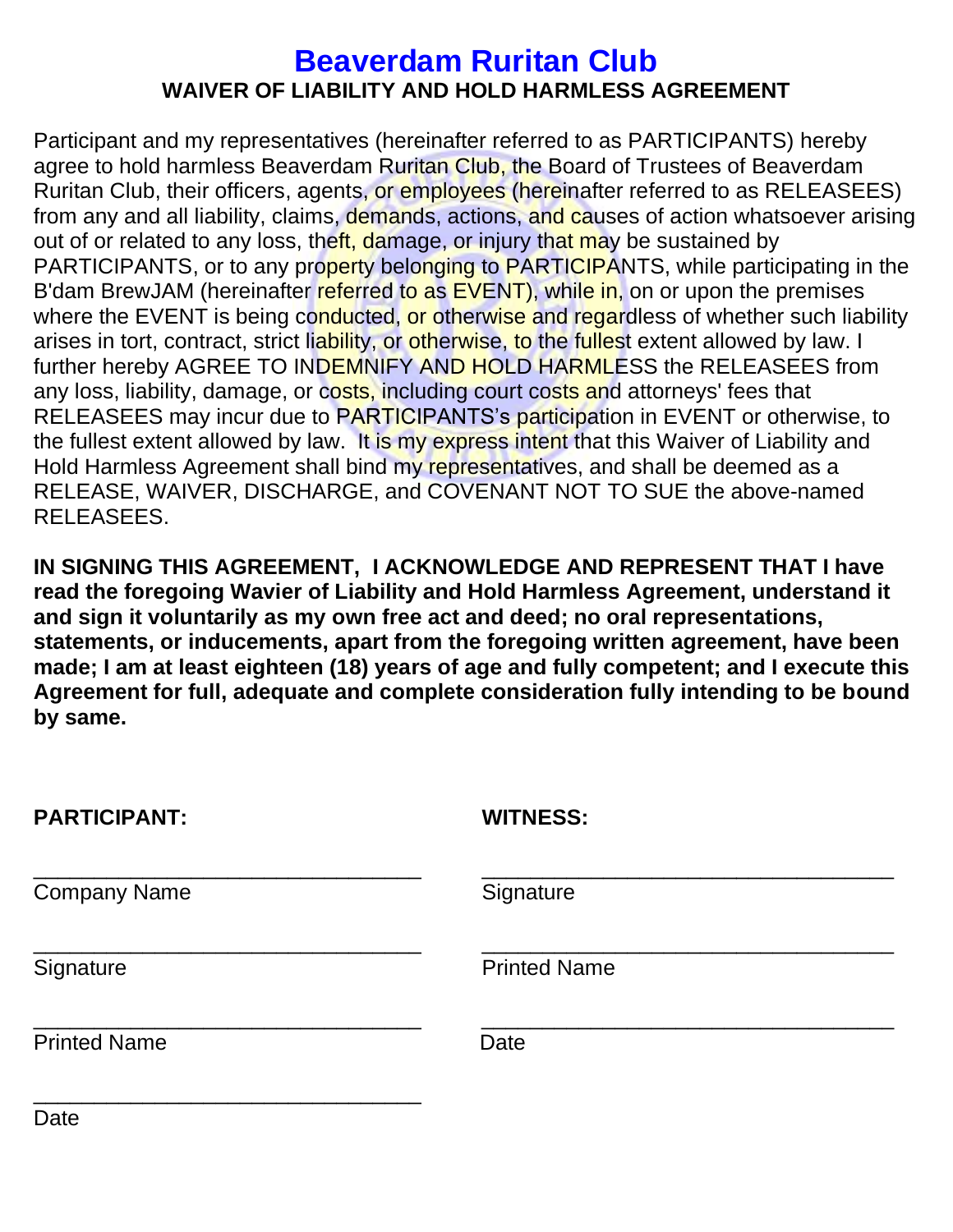# Beaverdam Ruritan Club

## WAIVER OF LIABILITY AND HOLD HARMLESS AGREEMENT

Participant and my representatives (hereinafter referred to as PARTICIPANTS) hereby agree to hold harmless Beaverdam Ruritan Club, the Board of Trustees of Beaverdam Ruritan Club, their officers, agents, or employees (hereinafter referred to as RELEASEES) from any and all liability, claims, demands, actions, and causes of action whatsoever arising out of or related to any loss, theft, damage, or injury that may be sustained by PARTICIPANTS, or to any property belonging to PARTICIPANTS, while participating in the B'dam BrewJAM (hereinafter referred to as EVENT), while in, on or upon the premises where the EVENT is being conducted, or otherwise and regardless of whether such liability arises in tort, contract, strict liability, or otherwise, to the fullest extent allowed by law. I further hereby AGREE TO INDEMNIFY AND HOLD HARMLESS the RELEASEES from any loss, liability, damage, or costs, including court costs and attorneys' fees that RELEASEES may incur due to PARTICIPANTS's participation in EVENT or otherwise, to the fullest extent allowed by law. It is my express intent that this Waiver of Liability and Hold Harmless Agreement shall bind my representatives, and shall be deemed as a RELEASE, WAIVER, DISCHARGE, and COVENANT NOT TO SUE the above-named RELEASEES.

**IN SIGNING THIS AGREEMENT, I ACKNOWLEDGE AND REPRESENT THAT I have read the foregoing Wavier of Liability and Hold Harmless Agreement, understand it and sign it voluntarily as my own free act and deed; no oral representations, statements, or inducements, apart from the foregoing written agreement, have been made; I am at least eighteen (18) years of age and fully competent; and I execute this Agreement for full, adequate and complete consideration fully intending to be bound by same.**

**PARTICIPANT:**

_______________________________
Company Name

_______________________________
Signature

_______________________________
Printed Name

_______________________________
Date

**WITNESS:**

_______________________________
Signature

_______________________________
Printed Name

_______________________________
Date